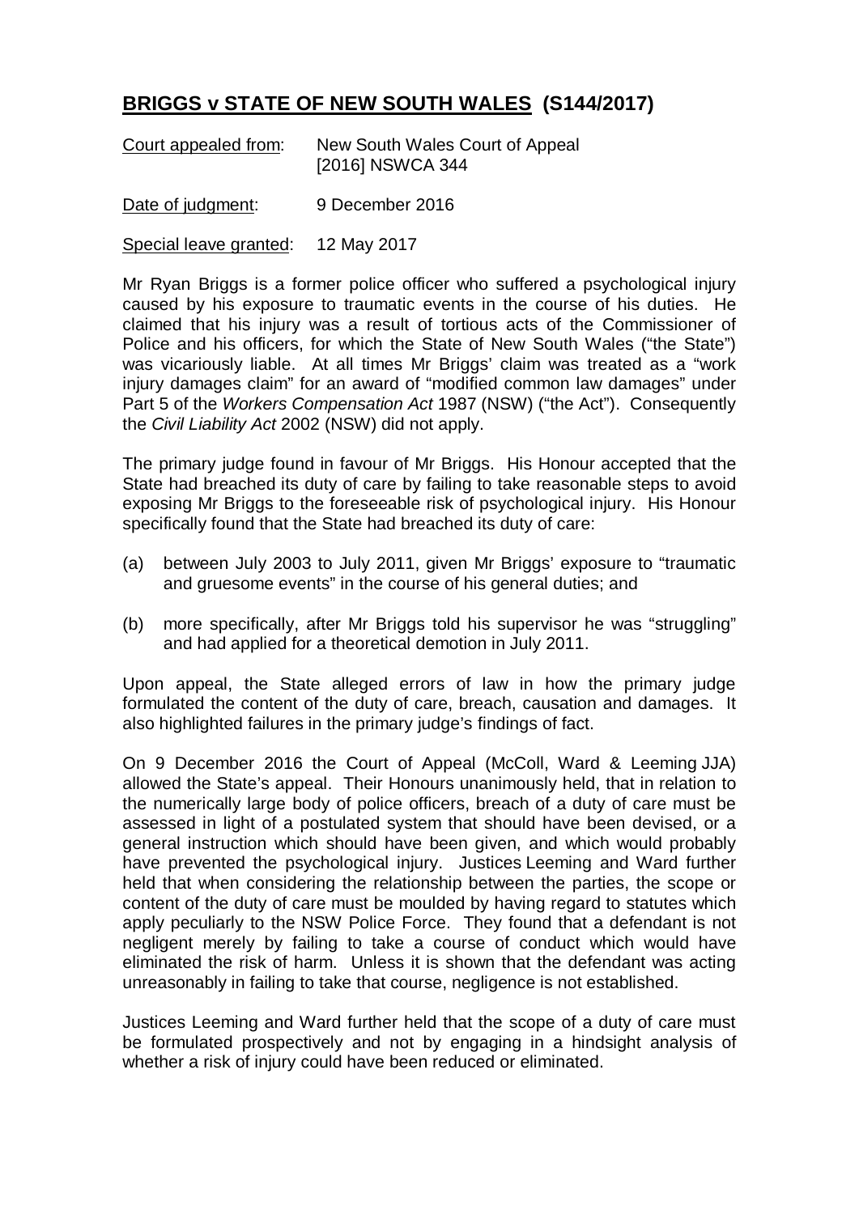# **BRIGGS v STATE OF NEW SOUTH WALES (S144/2017)**

Court appealed from: New South Wales Court of Appeal [2016] NSWCA 344

Date of judgment: 9 December 2016

Special leave granted: 12 May 2017

Mr Ryan Briggs is a former police officer who suffered a psychological injury caused by his exposure to traumatic events in the course of his duties. He claimed that his injury was a result of tortious acts of the Commissioner of Police and his officers, for which the State of New South Wales ("the State") was vicariously liable. At all times Mr Briggs' claim was treated as a "work injury damages claim" for an award of "modified common law damages" under Part 5 of the *Workers Compensation Act* 1987 (NSW) ("the Act"). Consequently the *Civil Liability Act* 2002 (NSW) did not apply.

The primary judge found in favour of Mr Briggs. His Honour accepted that the State had breached its duty of care by failing to take reasonable steps to avoid exposing Mr Briggs to the foreseeable risk of psychological injury. His Honour specifically found that the State had breached its duty of care:

(a) between July 2003 to July 2011, given Mr Briggs' exposure to "traumatic and gruesome events" in the course of his general duties; and

(b) more specifically, after Mr Briggs told his supervisor he was "struggling" and had applied for a theoretical demotion in July 2011.

Upon appeal, the State alleged errors of law in how the primary judge formulated the content of the duty of care, breach, causation and damages. It also highlighted failures in the primary judge's findings of fact.

On 9 December 2016 the Court of Appeal (McColl, Ward & Leeming JJA) allowed the State's appeal. Their Honours unanimously held, that in relation to the numerically large body of police officers, breach of a duty of care must be assessed in light of a postulated system that should have been devised, or a general instruction which should have been given, and which would probably have prevented the psychological injury. Justices Leeming and Ward further held that when considering the relationship between the parties, the scope or content of the duty of care must be moulded by having regard to statutes which apply peculiarly to the NSW Police Force. They found that a defendant is not negligent merely by failing to take a course of conduct which would have eliminated the risk of harm. Unless it is shown that the defendant was acting unreasonably in failing to take that course, negligence is not established.

Justices Leeming and Ward further held that the scope of a duty of care must be formulated prospectively and not by engaging in a hindsight analysis of whether a risk of injury could have been reduced or eliminated.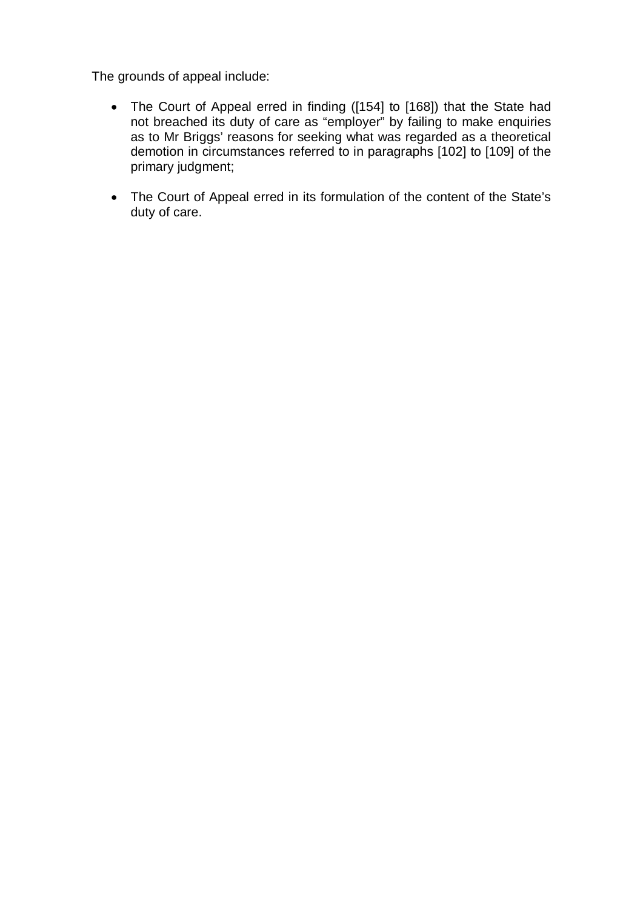The grounds of appeal include:

- The Court of Appeal erred in finding ([154] to [168]) that the State had not breached its duty of care as "employer" by failing to make enquiries as to Mr Briggs' reasons for seeking what was regarded as a theoretical demotion in circumstances referred to in paragraphs [102] to [109] of the primary judgment;

- The Court of Appeal erred in its formulation of the content of the State's duty of care.